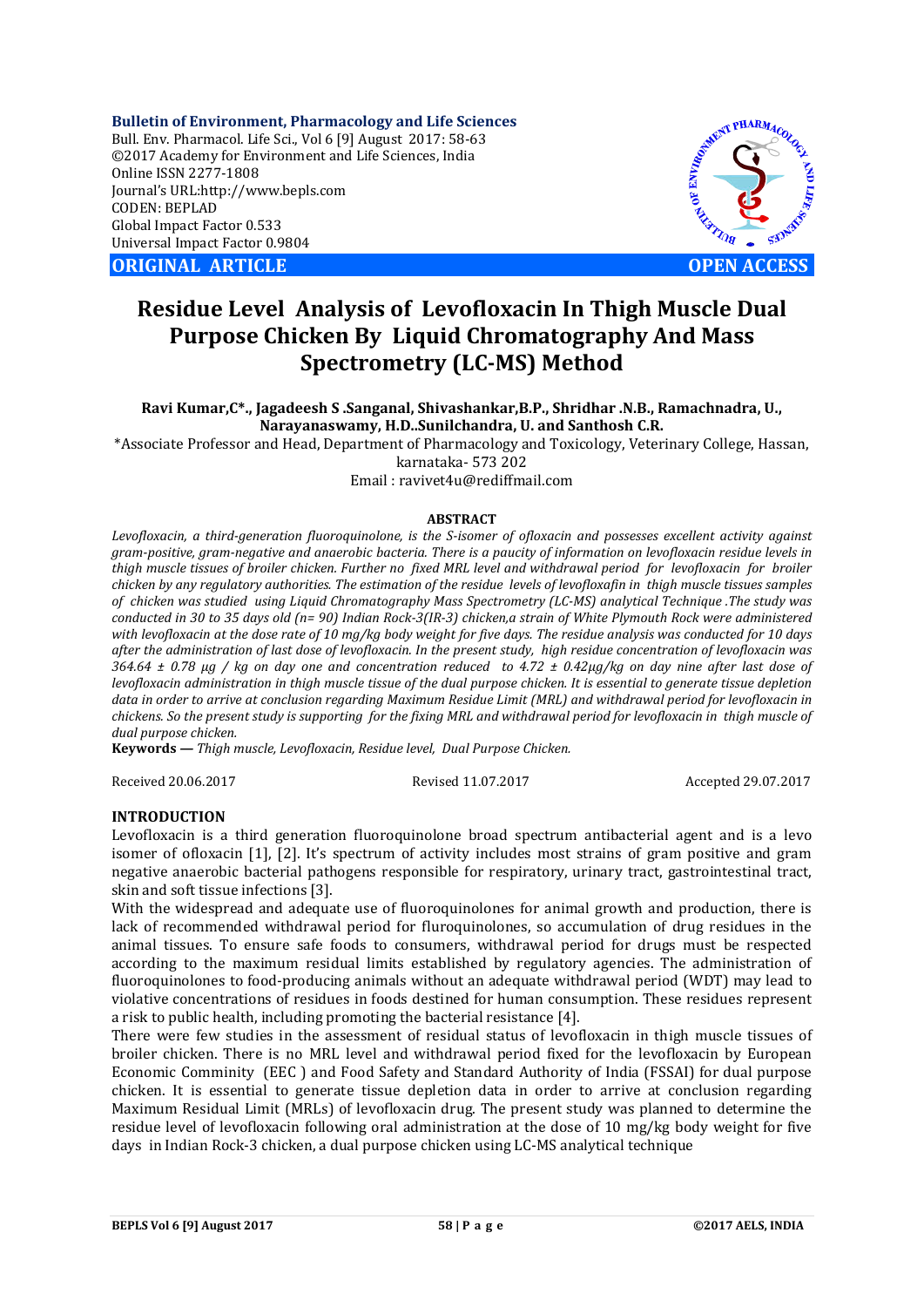**Bulletin of Environment, Pharmacology and Life Sciences**
Bull. Env. Pharmacol. Life Sci., Vol 6 [9] August 2017: 58-63
©2017 Academy for Environment and Life Sciences, India
Online ISSN 2277-1808
Journal's URL:http://www.bepls.com
CODEN: BEPLAD
Global Impact Factor 0.533
Universal Impact Factor 0.9804

**ORIGINAL ARTICLE** **OPEN ACCESS**

# Residue Level Analysis of Levofloxacin In Thigh Muscle Dual Purpose Chicken By Liquid Chromatography And Mass Spectrometry (LC-MS) Method

**Ravi Kumar,C\*., Jagadeesh S .Sanganal, Shivashankar,B.P., Shridhar .N.B., Ramachnadra, U., Narayanaswamy, H.D..Sunilchandra, U. and Santhosh C.R.**

*Associate Professor and Head, Department of Pharmacology and Toxicology, Veterinary College, Hassan, karnataka- 573 202

Email : ravivet4u@rediffmail.com

## ABSTRACT

*Levofloxacin, a third-generation fluoroquinolone, is the S-isomer of ofloxacin and possesses excellent activity against gram-positive, gram-negative and anaerobic bacteria. There is a paucity of information on levofloxacin residue levels in thigh muscle tissues of broiler chicken. Further no fixed MRL level and withdrawal period for levofloxacin for broiler chicken by any regulatory authorities. The estimation of the residue levels of levofloxafin in thigh muscle tissues samples of chicken was studied using Liquid Chromatography Mass Spectrometry (LC-MS) analytical Technique .The study was conducted in 30 to 35 days old (n= 90) Indian Rock-3(IR-3) chicken,a strain of White Plymouth Rock were administered with levofloxacin at the dose rate of 10 mg/kg body weight for five days. The residue analysis was conducted for 10 days after the administration of last dose of levofloxacin. In the present study, high residue concentration of levofloxacin was 364.64 ± 0.78 μg / kg on day one and concentration reduced to 4.72 ± 0.42μg/kg on day nine after last dose of levofloxacin administration in thigh muscle tissue of the dual purpose chicken. It is essential to generate tissue depletion data in order to arrive at conclusion regarding Maximum Residue Limit (MRL) and withdrawal period for levofloxacin in chickens. So the present study is supporting for the fixing MRL and withdrawal period for levofloxacin in thigh muscle of dual purpose chicken.*

**Keywords —** *Thigh muscle, Levofloxacin, Residue level, Dual Purpose Chicken.*

Received 20.06.2017 Revised 11.07.2017 Accepted 29.07.2017

## INTRODUCTION

Levofloxacin is a third generation fluoroquinolone broad spectrum antibacterial agent and is a levo isomer of ofloxacin [1], [2]. It's spectrum of activity includes most strains of gram positive and gram negative anaerobic bacterial pathogens responsible for respiratory, urinary tract, gastrointestinal tract, skin and soft tissue infections [3].

With the widespread and adequate use of fluoroquinolones for animal growth and production, there is lack of recommended withdrawal period for fluroquinolones, so accumulation of drug residues in the animal tissues. To ensure safe foods to consumers, withdrawal period for drugs must be respected according to the maximum residual limits established by regulatory agencies. The administration of fluoroquinolones to food-producing animals without an adequate withdrawal period (WDT) may lead to violative concentrations of residues in foods destined for human consumption. These residues represent a risk to public health, including promoting the bacterial resistance [4].

There were few studies in the assessment of residual status of levofloxacin in thigh muscle tissues of broiler chicken. There is no MRL level and withdrawal period fixed for the levofloxacin by European Economic Comminity (EEC ) and Food Safety and Standard Authority of India (FSSAI) for dual purpose chicken. It is essential to generate tissue depletion data in order to arrive at conclusion regarding Maximum Residual Limit (MRLs) of levofloxacin drug. The present study was planned to determine the residue level of levofloxacin following oral administration at the dose of 10 mg/kg body weight for five days in Indian Rock-3 chicken, a dual purpose chicken using LC-MS analytical technique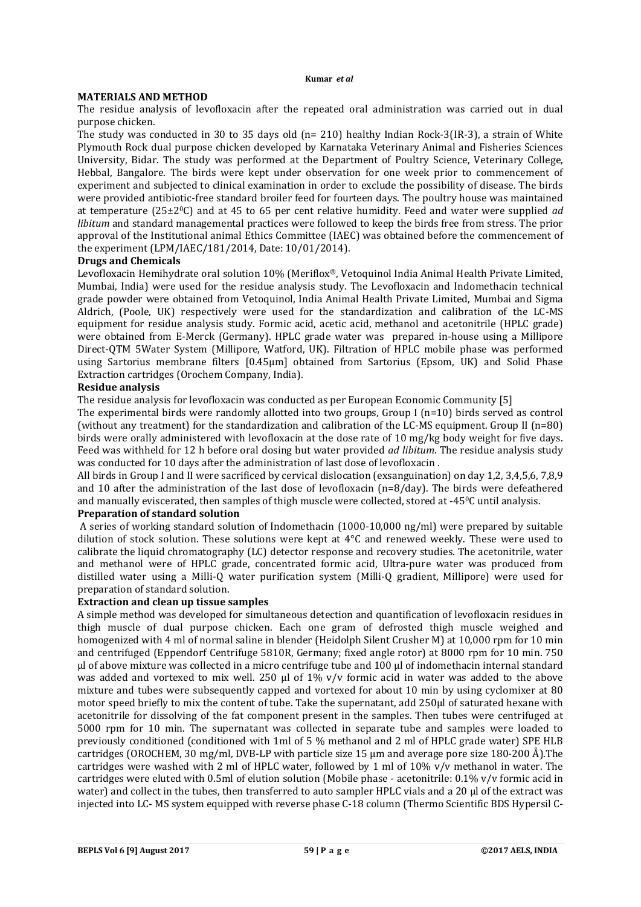## MATERIALS AND METHOD

The residue analysis of levofloxacin after the repeated oral administration was carried out in dual purpose chicken.

The study was conducted in 30 to 35 days old (n= 210) healthy Indian Rock-3(IR-3), a strain of White Plymouth Rock dual purpose chicken developed by Karnataka Veterinary Animal and Fisheries Sciences University, Bidar. The study was performed at the Department of Poultry Science, Veterinary College, Hebbal, Bangalore. The birds were kept under observation for one week prior to commencement of experiment and subjected to clinical examination in order to exclude the possibility of disease. The birds were provided antibiotic-free standard broiler feed for fourteen days. The poultry house was maintained at temperature (25±2$^0$C) and at 45 to 65 per cent relative humidity. Feed and water were supplied *ad libitum* and standard managemental practices were followed to keep the birds free from stress. The prior approval of the Institutional animal Ethics Committee (IAEC) was obtained before the commencement of the experiment (LPM/IAEC/181/2014, Date: 10/01/2014).

### Drugs and Chemicals

Levofloxacin Hemihydrate oral solution 10% (Meriflox®, Vetoquinol India Animal Health Private Limited, Mumbai, India) were used for the residue analysis study. The Levofloxacin and Indomethacin technical grade powder were obtained from Vetoquinol, India Animal Health Private Limited, Mumbai and Sigma Aldrich, (Poole, UK) respectively were used for the standardization and calibration of the LC-MS equipment for residue analysis study. Formic acid, acetic acid, methanol and acetonitrile (HPLC grade) were obtained from E-Merck (Germany). HPLC grade water was prepared in-house using a Millipore Direct-QTM 5Water System (Millipore, Watford, UK). Filtration of HPLC mobile phase was performed using Sartorius membrane filters [0.45μm] obtained from Sartorius (Epsom, UK) and Solid Phase Extraction cartridges (Orochem Company, India).

### Residue analysis

The residue analysis for levofloxacin was conducted as per European Economic Community [5]

The experimental birds were randomly allotted into two groups, Group I (n=10) birds served as control (without any treatment) for the standardization and calibration of the LC-MS equipment. Group II (n=80) birds were orally administered with levofloxacin at the dose rate of 10 mg/kg body weight for five days. Feed was withheld for 12 h before oral dosing but water provided *ad libitum*. The residue analysis study was conducted for 10 days after the administration of last dose of levofloxacin .

All birds in Group I and II were sacrificed by cervical dislocation (exsanguination) on day 1,2, 3,4,5,6, 7,8,9 and 10 after the administration of the last dose of levofloxacin (n=8/day). The birds were defeathered and manually eviscerated, then samples of thigh muscle were collected, stored at -45$^0$C until analysis.

### Preparation of standard solution

A series of working standard solution of Indomethacin (1000-10,000 ng/ml) were prepared by suitable dilution of stock solution. These solutions were kept at 4°C and renewed weekly. These were used to calibrate the liquid chromatography (LC) detector response and recovery studies. The acetonitrile, water and methanol were of HPLC grade, concentrated formic acid, Ultra-pure water was produced from distilled water using a Milli-Q water purification system (Milli-Q gradient, Millipore) were used for preparation of standard solution.

### Extraction and clean up tissue samples

A simple method was developed for simultaneous detection and quantification of levofloxacin residues in thigh muscle of dual purpose chicken. Each one gram of defrosted thigh muscle weighed and homogenized with 4 ml of normal saline in blender (Heidolph Silent Crusher M) at 10,000 rpm for 10 min and centrifuged (Eppendorf Centrifuge 5810R, Germany; fixed angle rotor) at 8000 rpm for 10 min. 750 μl of above mixture was collected in a micro centrifuge tube and 100 μl of indomethacin internal standard was added and vortexed to mix well. 250 μl of 1% v/v formic acid in water was added to the above mixture and tubes were subsequently capped and vortexed for about 10 min by using cyclomixer at 80 motor speed briefly to mix the content of tube. Take the supernatant, add 250μl of saturated hexane with acetonitrile for dissolving of the fat component present in the samples. Then tubes were centrifuged at 5000 rpm for 10 min. The supernatant was collected in separate tube and samples were loaded to previously conditioned (conditioned with 1ml of 5 % methanol and 2 ml of HPLC grade water) SPE HLB cartridges (OROCHEM, 30 mg/ml, DVB-LP with particle size 15 μm and average pore size 180-200 Å).The cartridges were washed with 2 ml of HPLC water, followed by 1 ml of 10% v/v methanol in water. The cartridges were eluted with 0.5ml of elution solution (Mobile phase - acetonitrile: 0.1% v/v formic acid in water) and collect in the tubes, then transferred to auto sampler HPLC vials and a 20 μl of the extract was injected into LC- MS system equipped with reverse phase C-18 column (Thermo Scientific BDS Hypersil C-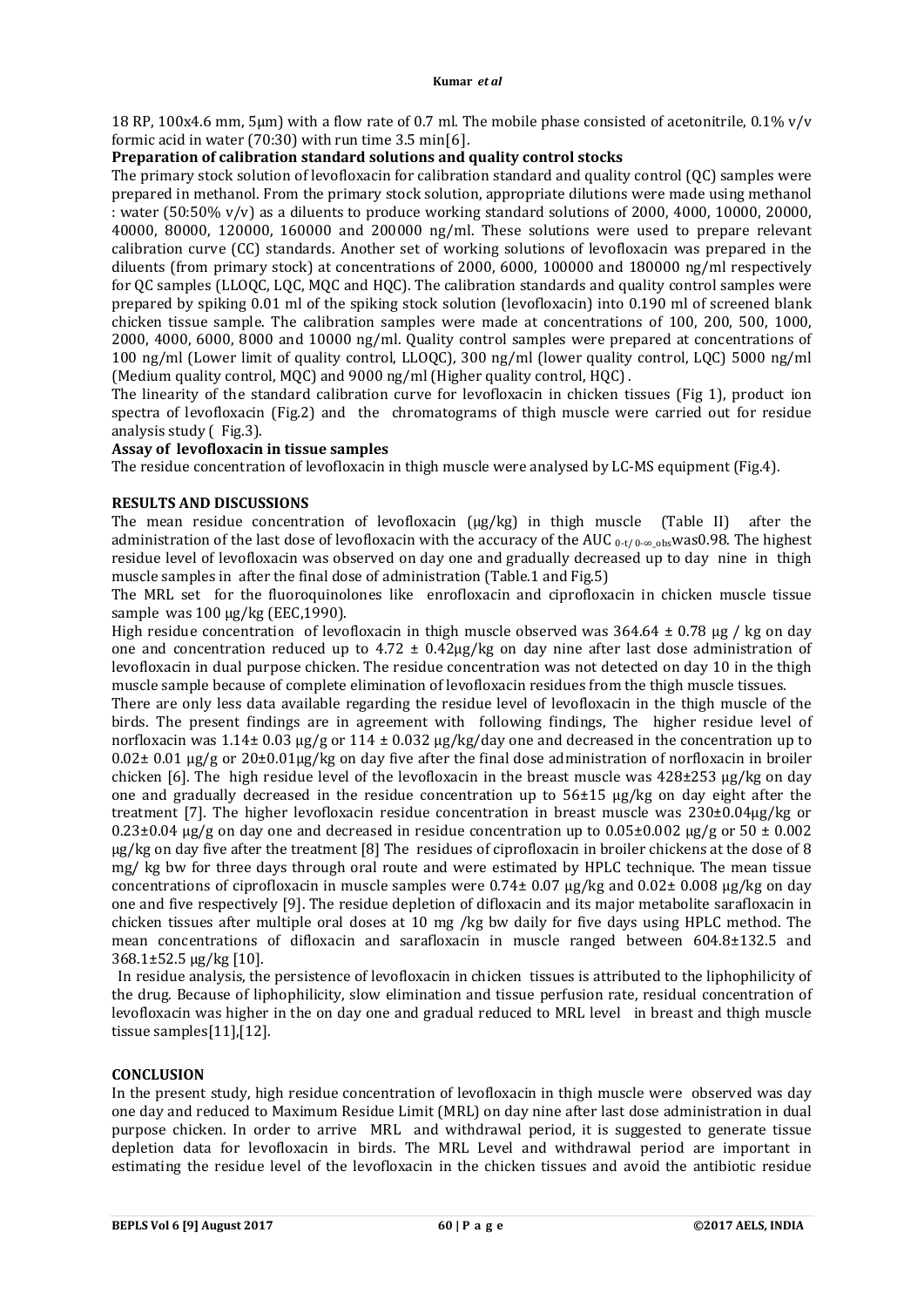18 RP, 100x4.6 mm, 5μm) with a flow rate of 0.7 ml. The mobile phase consisted of acetonitrile, 0.1% v/v formic acid in water (70:30) with run time 3.5 min[6].

**Preparation of calibration standard solutions and quality control stocks**

The primary stock solution of levofloxacin for calibration standard and quality control (QC) samples were prepared in methanol. From the primary stock solution, appropriate dilutions were made using methanol : water (50:50% v/v) as a diluents to produce working standard solutions of 2000, 4000, 10000, 20000, 40000, 80000, 120000, 160000 and 200000 ng/ml. These solutions were used to prepare relevant calibration curve (CC) standards. Another set of working solutions of levofloxacin was prepared in the diluents (from primary stock) at concentrations of 2000, 6000, 100000 and 180000 ng/ml respectively for QC samples (LLOQC, LQC, MQC and HQC). The calibration standards and quality control samples were prepared by spiking 0.01 ml of the spiking stock solution (levofloxacin) into 0.190 ml of screened blank chicken tissue sample. The calibration samples were made at concentrations of 100, 200, 500, 1000, 2000, 4000, 6000, 8000 and 10000 ng/ml. Quality control samples were prepared at concentrations of 100 ng/ml (Lower limit of quality control, LLOQC), 300 ng/ml (lower quality control, LQC) 5000 ng/ml (Medium quality control, MQC) and 9000 ng/ml (Higher quality control, HQC) .

The linearity of the standard calibration curve for levofloxacin in chicken tissues (Fig 1), product ion spectra of levofloxacin (Fig.2) and the chromatograms of thigh muscle were carried out for residue analysis study ( Fig.3).

**Assay of levofloxacin in tissue samples**

The residue concentration of levofloxacin in thigh muscle were analysed by LC-MS equipment (Fig.4).

## RESULTS AND DISCUSSIONS

The mean residue concentration of levofloxacin (μg/kg) in thigh muscle (Table II) after the administration of the last dose of levofloxacin with the accuracy of the AUC $_{0\text{-}t/\,0\text{-}\infty\_obs}$ was0.98. The highest residue level of levofloxacin was observed on day one and gradually decreased up to day nine in thigh muscle samples in after the final dose of administration (Table.1 and Fig.5)

The MRL set for the fluoroquinolones like enrofloxacin and ciprofloxacin in chicken muscle tissue sample was 100 μg/kg (EEC,1990).

High residue concentration of levofloxacin in thigh muscle observed was 364.64 ± 0.78 μg / kg on day one and concentration reduced up to 4.72 ± 0.42μg/kg on day nine after last dose administration of levofloxacin in dual purpose chicken. The residue concentration was not detected on day 10 in the thigh muscle sample because of complete elimination of levofloxacin residues from the thigh muscle tissues.

There are only less data available regarding the residue level of levofloxacin in the thigh muscle of the birds. The present findings are in agreement with following findings, The higher residue level of norfloxacin was 1.14± 0.03 μg/g or 114 ± 0.032 μg/kg/day one and decreased in the concentration up to 0.02± 0.01 μg/g or 20±0.01μg/kg on day five after the final dose administration of norfloxacin in broiler chicken [6]. The high residue level of the levofloxacin in the breast muscle was 428±253 μg/kg on day one and gradually decreased in the residue concentration up to 56±15 μg/kg on day eight after the treatment [7]. The higher levofloxacin residue concentration in breast muscle was 230±0.04μg/kg or 0.23±0.04 μg/g on day one and decreased in residue concentration up to 0.05±0.002 μg/g or 50 ± 0.002 μg/kg on day five after the treatment [8] The residues of ciprofloxacin in broiler chickens at the dose of 8 mg/ kg bw for three days through oral route and were estimated by HPLC technique. The mean tissue concentrations of ciprofloxacin in muscle samples were 0.74± 0.07 μg/kg and 0.02± 0.008 μg/kg on day one and five respectively [9]. The residue depletion of difloxacin and its major metabolite sarafloxacin in chicken tissues after multiple oral doses at 10 mg /kg bw daily for five days using HPLC method. The mean concentrations of difloxacin and sarafloxacin in muscle ranged between 604.8±132.5 and 368.1±52.5 μg/kg [10].

In residue analysis, the persistence of levofloxacin in chicken tissues is attributed to the liphophilicity of the drug. Because of liphophilicity, slow elimination and tissue perfusion rate, residual concentration of levofloxacin was higher in the on day one and gradual reduced to MRL level in breast and thigh muscle tissue samples[11],[12].

## CONCLUSION

In the present study, high residue concentration of levofloxacin in thigh muscle were observed was day one day and reduced to Maximum Residue Limit (MRL) on day nine after last dose administration in dual purpose chicken. In order to arrive MRL and withdrawal period, it is suggested to generate tissue depletion data for levofloxacin in birds. The MRL Level and withdrawal period are important in estimating the residue level of the levofloxacin in the chicken tissues and avoid the antibiotic residue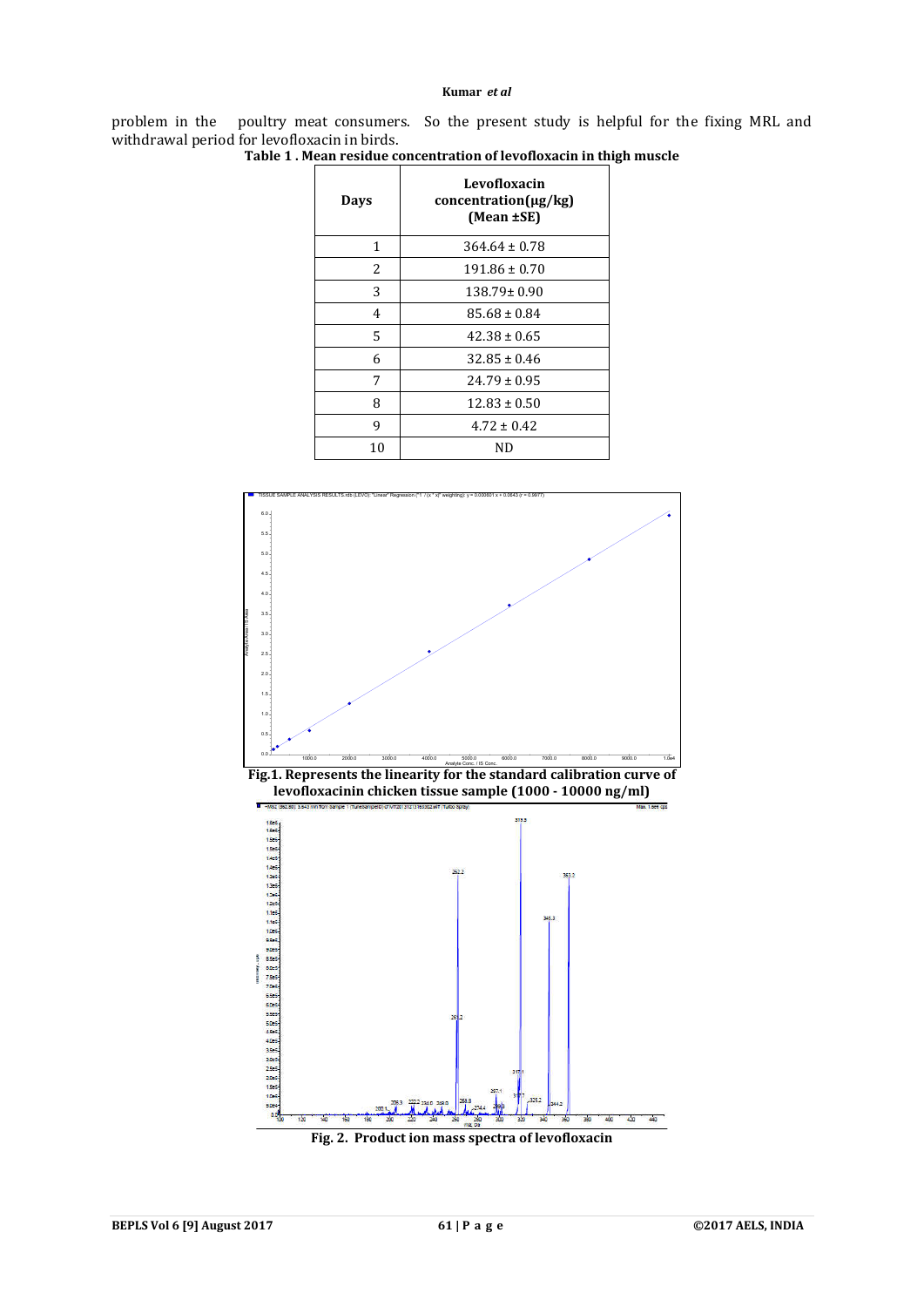problem in the poultry meat consumers. So the present study is helpful for the fixing MRL and withdrawal period for levofloxacin in birds.

**Table 1 . Mean residue concentration of levofloxacin in thigh muscle**

| Days | Levofloxacin concentration(μg/kg) (Mean ±SE) |
|---|---|
| 1 | 364.64 ± 0.78 |
| 2 | 191.86 ± 0.70 |
| 3 | 138.79± 0.90 |
| 4 | 85.68 ± 0.84 |
| 5 | 42.38 ± 0.65 |
| 6 | 32.85 ± 0.46 |
| 7 | 24.79 ± 0.95 |
| 8 | 12.83 ± 0.50 |
| 9 | 4.72 ± 0.42 |
| 10 | ND |

**Fig.1. Represents the linearity for the standard calibration curve of levofloxacinin chicken tissue sample (1000 - 10000 ng/ml)**

**Fig. 2. Product ion mass spectra of levofloxacin**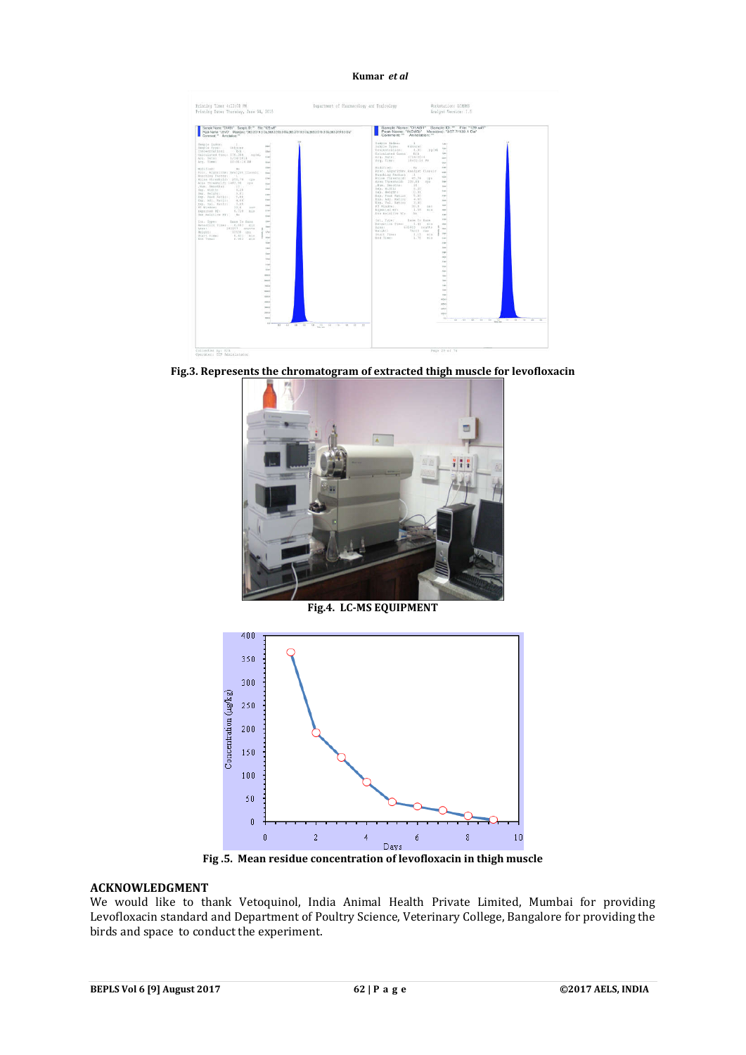Fig.3. Represents the chromatogram of extracted thigh muscle for levofloxacin

Fig.4. LC-MS EQUIPMENT

Fig .5. Mean residue concentration of levofloxacin in thigh muscle

## ACKNOWLEDGMENT

We would like to thank Vetoquinol, India Animal Health Private Limited, Mumbai for providing Levofloxacin standard and Department of Poultry Science, Veterinary College, Bangalore for providing the birds and space to conduct the experiment.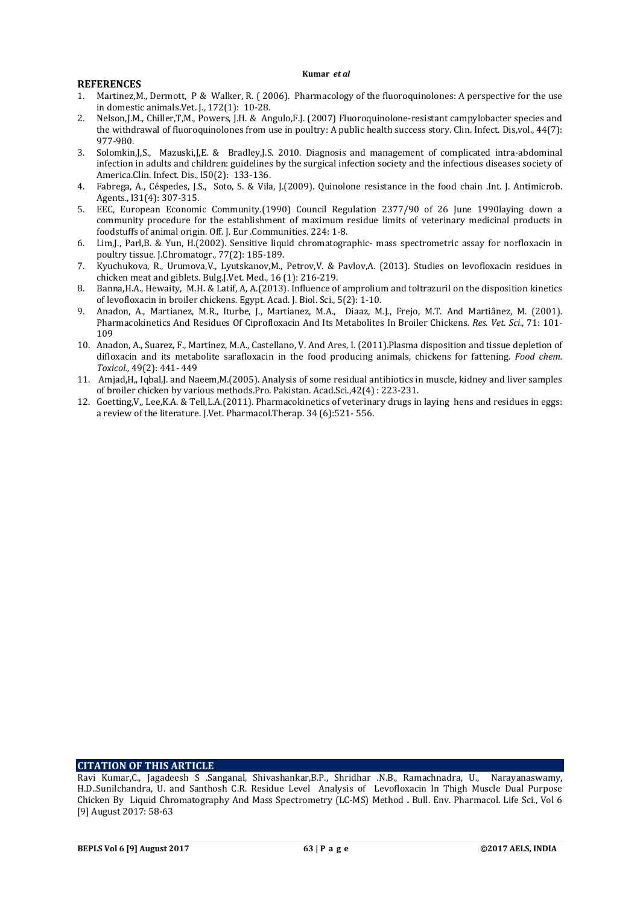## REFERENCES

1. Martinez,M., Dermott, P & Walker, R. ( 2006). Pharmacology of the fluoroquinolones: A perspective for the use in domestic animals.Vet. J., 172(1): 10-28.
2. Nelson,J.M., Chiller,T,M., Powers, J.H. & Angulo,F.J. (2007) Fluoroquinolone-resistant campylobacter species and the withdrawal of fluoroquinolones from use in poultry: A public health success story. Clin. Infect. Dis,vol., 44(7): 977-980.
3. Solomkin,J,S., Mazuski,J,E. & Bradley,J.S. 2010. Diagnosis and management of complicated intra-abdominal infection in adults and children: guidelines by the surgical infection society and the infectious diseases society of America.Clin. Infect. Dis., l50(2): 133-136.
4. Fabrega, A., Céspedes, J.S., Soto, S. & Vila, J.(2009). Quinolone resistance in the food chain .Int. J. Antimicrob. Agents., l31(4): 307-315.
5. EEC, European Economic Community.(1990) Council Regulation 2377/90 of 26 June 1990laying down a community procedure for the establishment of maximum residue limits of veterinary medicinal products in foodstuffs of animal origin. Off. J. Eur .Communities. 224: 1-8.
6. Lim,J., Parl,B. & Yun, H.(2002). Sensitive liquid chromatographic- mass spectrometric assay for norfloxacin in poultry tissue. J.Chromatogr., 77(2): 185-189.
7. Kyuchukova, R., Urumova,V., Lyutskanov,M., Petrov,V. & Pavlov,A. (2013). Studies on levofloxacin residues in chicken meat and giblets. Bulg.J.Vet. Med., 16 (1): 216-219.
8. Banna,H.A., Hewaity, M.H. & Latif, A, A.(2013). Influence of amprolium and toltrazuril on the disposition kinetics of levofloxacin in broiler chickens. Egypt. Acad. J. Biol. Sci., 5(2): 1-10.
9. Anadon, A., Martianez, M.R., Iturbe, J., Martianez, M.A., Diaaz, M.J., Frejo, M.T. And Martiânez, M. (2001). Pharmacokinetics And Residues Of Ciprofloxacin And Its Metabolites In Broiler Chickens. *Res. Vet. Sci.*, 71: 101-109
10. Anadon, A., Suarez, F., Martinez, M.A., Castellano, V. And Ares, I. (2011).Plasma disposition and tissue depletion of difloxacin and its metabolite sarafloxacin in the food producing animals, chickens for fattening. *Food chem. Toxicol.,* 49(2): 441- 449
11. Amjad,H,, Iqbal,J. and Naeem,M.(2005). Analysis of some residual antibiotics in muscle, kidney and liver samples of broiler chicken by various methods.Pro. Pakistan. Acad.Sci.,42(4) : 223-231.
12. Goetting,V,, Lee,K.A. & Tell,L.A.(2011). Pharmacokinetics of veterinary drugs in laying hens and residues in eggs: a review of the literature. J.Vet. Pharmacol.Therap. 34 (6):521- 556.

## CITATION OF THIS ARTICLE

Ravi Kumar,C., Jagadeesh S .Sanganal, Shivashankar,B.P., Shridhar .N.B., Ramachnadra, U., Narayanaswamy, H.D..Sunilchandra, U. and Santhosh C.R. Residue Level Analysis of Levofloxacin In Thigh Muscle Dual Purpose Chicken By Liquid Chromatography And Mass Spectrometry (LC-MS) Method **.** Bull. Env. Pharmacol. Life Sci., Vol 6 [9] August 2017: 58-63